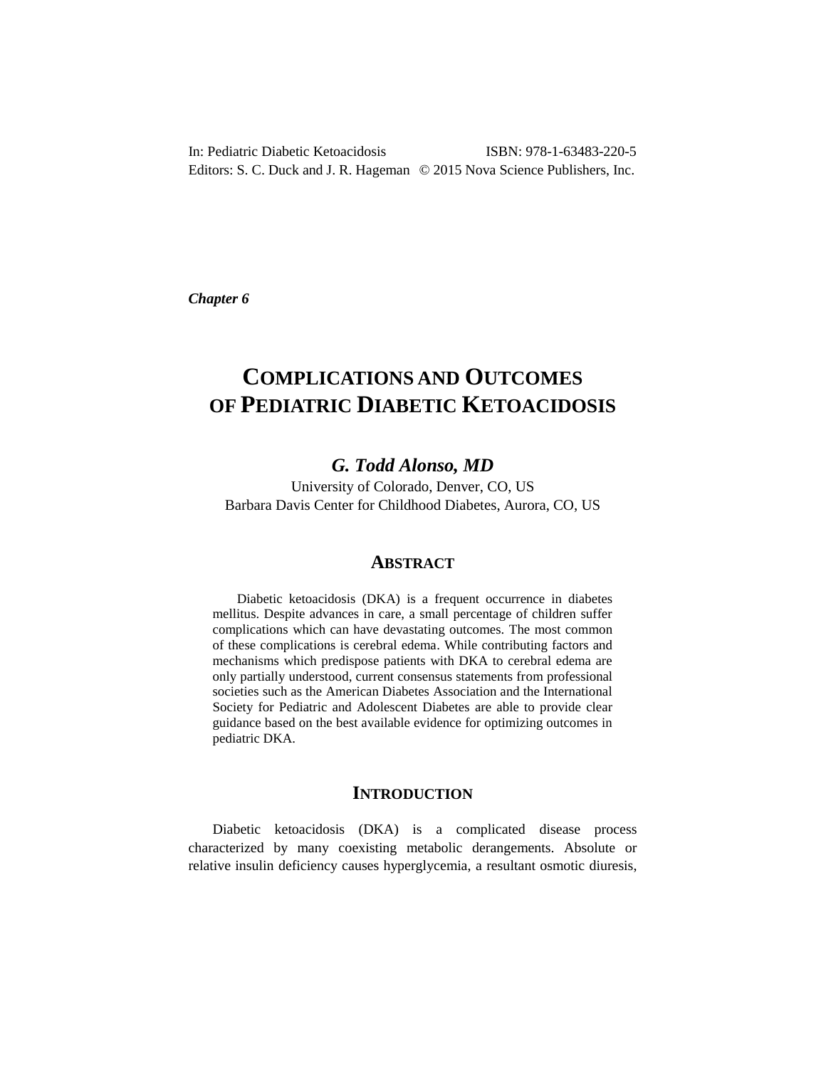In: Pediatric Diabetic Ketoacidosis ISBN: 978-1-63483-220-5
Editors: S. C. Duck and J. R. Hageman © 2015 Nova Science Publishers, Inc.

*Chapter 6*

# COMPLICATIONS AND OUTCOMES OF PEDIATRIC DIABETIC KETOACIDOSIS

***G. Todd Alonso, MD***

University of Colorado, Denver, CO, US
Barbara Davis Center for Childhood Diabetes, Aurora, CO, US

## ABSTRACT

Diabetic ketoacidosis (DKA) is a frequent occurrence in diabetes mellitus. Despite advances in care, a small percentage of children suffer complications which can have devastating outcomes. The most common of these complications is cerebral edema. While contributing factors and mechanisms which predispose patients with DKA to cerebral edema are only partially understood, current consensus statements from professional societies such as the American Diabetes Association and the International Society for Pediatric and Adolescent Diabetes are able to provide clear guidance based on the best available evidence for optimizing outcomes in pediatric DKA.

## INTRODUCTION

Diabetic ketoacidosis (DKA) is a complicated disease process characterized by many coexisting metabolic derangements. Absolute or relative insulin deficiency causes hyperglycemia, a resultant osmotic diuresis,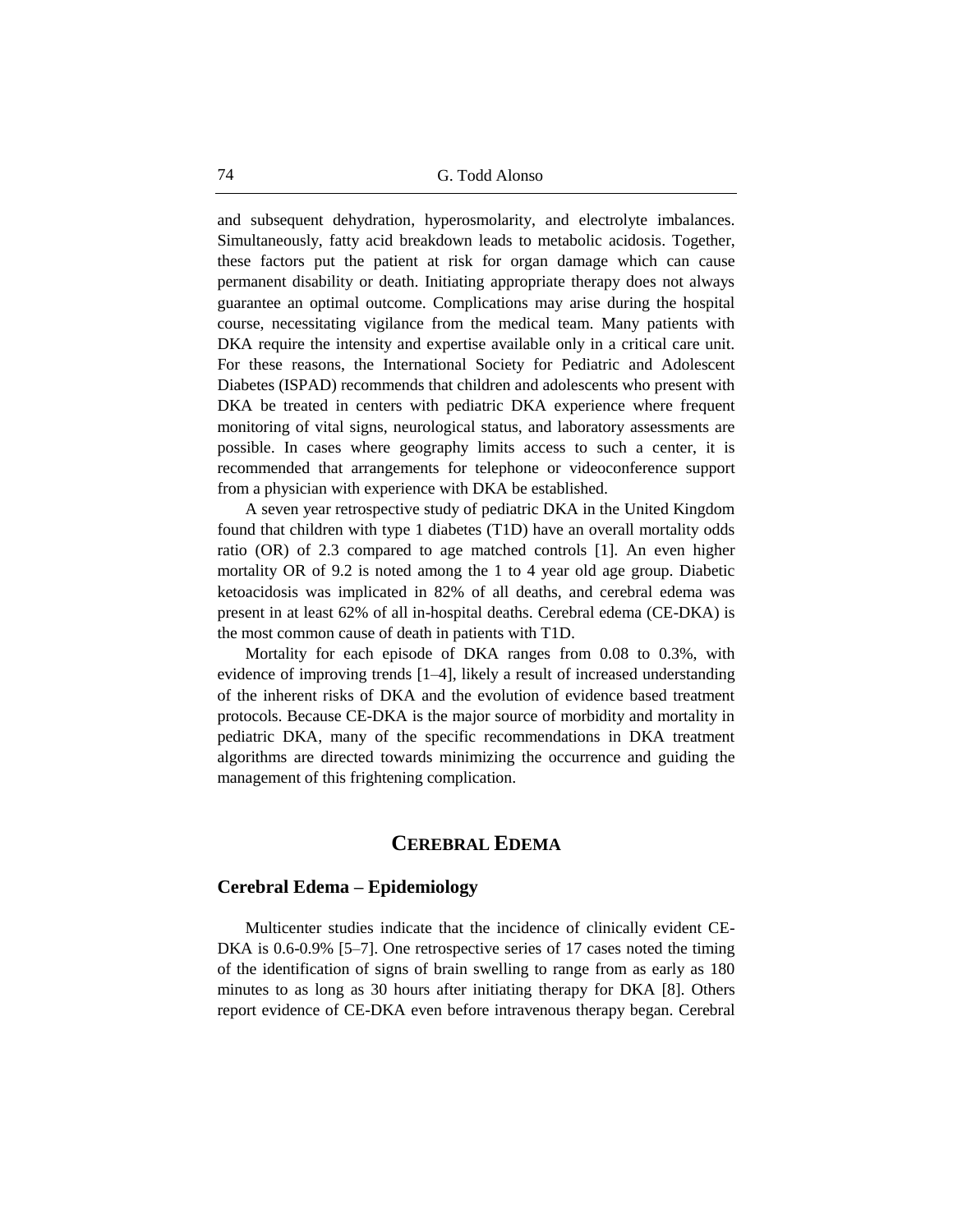and subsequent dehydration, hyperosmolarity, and electrolyte imbalances. Simultaneously, fatty acid breakdown leads to metabolic acidosis. Together, these factors put the patient at risk for organ damage which can cause permanent disability or death. Initiating appropriate therapy does not always guarantee an optimal outcome. Complications may arise during the hospital course, necessitating vigilance from the medical team. Many patients with DKA require the intensity and expertise available only in a critical care unit. For these reasons, the International Society for Pediatric and Adolescent Diabetes (ISPAD) recommends that children and adolescents who present with DKA be treated in centers with pediatric DKA experience where frequent monitoring of vital signs, neurological status, and laboratory assessments are possible. In cases where geography limits access to such a center, it is recommended that arrangements for telephone or videoconference support from a physician with experience with DKA be established.

A seven year retrospective study of pediatric DKA in the United Kingdom found that children with type 1 diabetes (T1D) have an overall mortality odds ratio (OR) of 2.3 compared to age matched controls [1]. An even higher mortality OR of 9.2 is noted among the 1 to 4 year old age group. Diabetic ketoacidosis was implicated in 82% of all deaths, and cerebral edema was present in at least 62% of all in-hospital deaths. Cerebral edema (CE-DKA) is the most common cause of death in patients with T1D.

Mortality for each episode of DKA ranges from 0.08 to 0.3%, with evidence of improving trends [1–4], likely a result of increased understanding of the inherent risks of DKA and the evolution of evidence based treatment protocols. Because CE-DKA is the major source of morbidity and mortality in pediatric DKA, many of the specific recommendations in DKA treatment algorithms are directed towards minimizing the occurrence and guiding the management of this frightening complication.

# Cerebral Edema

## Cerebral Edema – Epidemiology

Multicenter studies indicate that the incidence of clinically evident CE-DKA is 0.6-0.9% [5–7]. One retrospective series of 17 cases noted the timing of the identification of signs of brain swelling to range from as early as 180 minutes to as long as 30 hours after initiating therapy for DKA [8]. Others report evidence of CE-DKA even before intravenous therapy began. Cerebral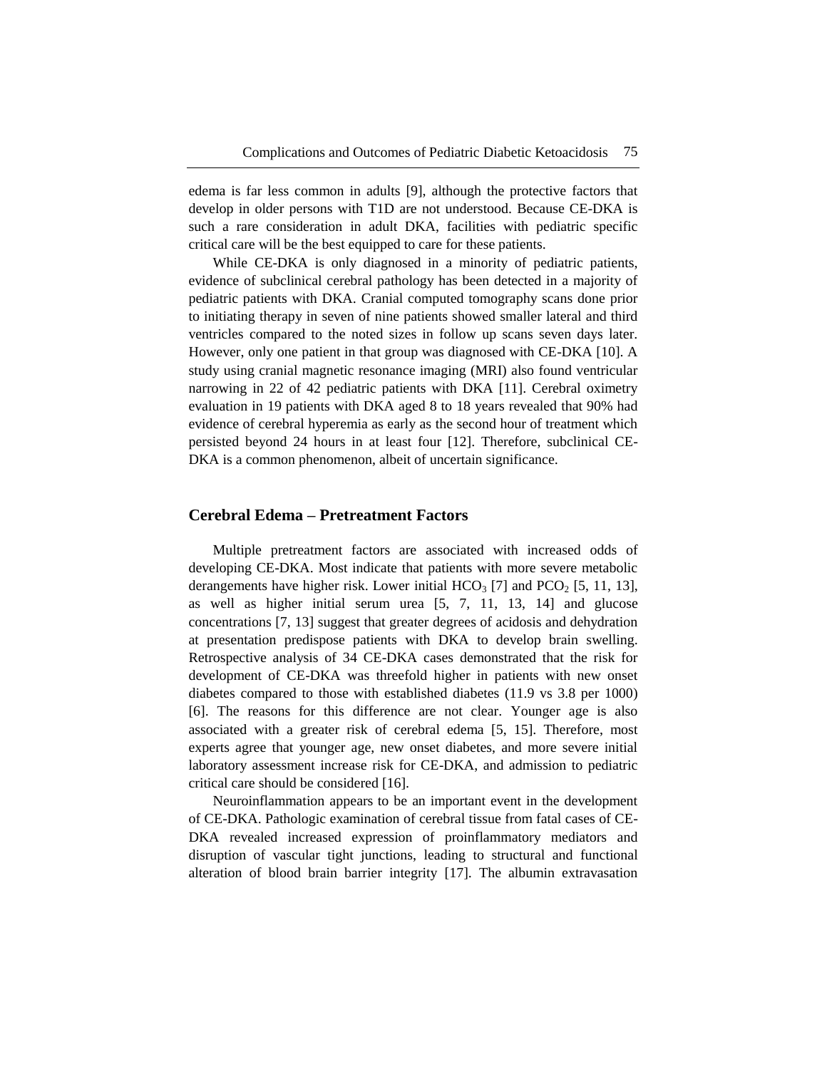edema is far less common in adults [9], although the protective factors that develop in older persons with T1D are not understood. Because CE-DKA is such a rare consideration in adult DKA, facilities with pediatric specific critical care will be the best equipped to care for these patients.

While CE-DKA is only diagnosed in a minority of pediatric patients, evidence of subclinical cerebral pathology has been detected in a majority of pediatric patients with DKA. Cranial computed tomography scans done prior to initiating therapy in seven of nine patients showed smaller lateral and third ventricles compared to the noted sizes in follow up scans seven days later. However, only one patient in that group was diagnosed with CE-DKA [10]. A study using cranial magnetic resonance imaging (MRI) also found ventricular narrowing in 22 of 42 pediatric patients with DKA [11]. Cerebral oximetry evaluation in 19 patients with DKA aged 8 to 18 years revealed that 90% had evidence of cerebral hyperemia as early as the second hour of treatment which persisted beyond 24 hours in at least four [12]. Therefore, subclinical CE-DKA is a common phenomenon, albeit of uncertain significance.

## Cerebral Edema – Pretreatment Factors

Multiple pretreatment factors are associated with increased odds of developing CE-DKA. Most indicate that patients with more severe metabolic derangements have higher risk. Lower initial $HCO_3$ [7] and $PCO_2$ [5, 11, 13], as well as higher initial serum urea [5, 7, 11, 13, 14] and glucose concentrations [7, 13] suggest that greater degrees of acidosis and dehydration at presentation predispose patients with DKA to develop brain swelling. Retrospective analysis of 34 CE-DKA cases demonstrated that the risk for development of CE-DKA was threefold higher in patients with new onset diabetes compared to those with established diabetes (11.9 vs 3.8 per 1000) [6]. The reasons for this difference are not clear. Younger age is also associated with a greater risk of cerebral edema [5, 15]. Therefore, most experts agree that younger age, new onset diabetes, and more severe initial laboratory assessment increase risk for CE-DKA, and admission to pediatric critical care should be considered [16].

Neuroinflammation appears to be an important event in the development of CE-DKA. Pathologic examination of cerebral tissue from fatal cases of CE-DKA revealed increased expression of proinflammatory mediators and disruption of vascular tight junctions, leading to structural and functional alteration of blood brain barrier integrity [17]. The albumin extravasation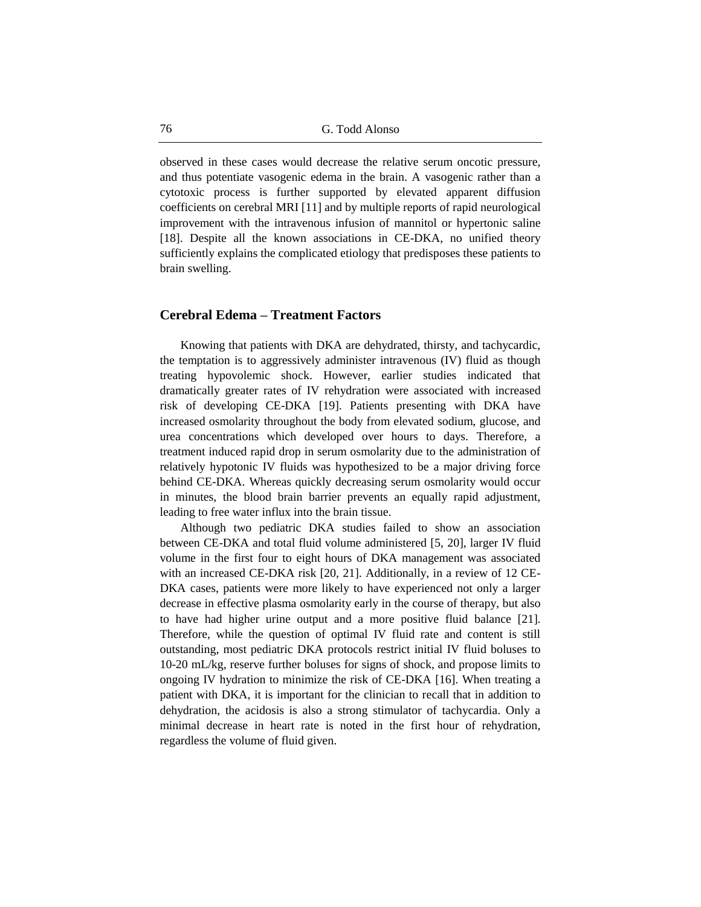observed in these cases would decrease the relative serum oncotic pressure, and thus potentiate vasogenic edema in the brain. A vasogenic rather than a cytotoxic process is further supported by elevated apparent diffusion coefficients on cerebral MRI [11] and by multiple reports of rapid neurological improvement with the intravenous infusion of mannitol or hypertonic saline [18]. Despite all the known associations in CE-DKA, no unified theory sufficiently explains the complicated etiology that predisposes these patients to brain swelling.

## Cerebral Edema – Treatment Factors

Knowing that patients with DKA are dehydrated, thirsty, and tachycardic, the temptation is to aggressively administer intravenous (IV) fluid as though treating hypovolemic shock. However, earlier studies indicated that dramatically greater rates of IV rehydration were associated with increased risk of developing CE-DKA [19]. Patients presenting with DKA have increased osmolarity throughout the body from elevated sodium, glucose, and urea concentrations which developed over hours to days. Therefore, a treatment induced rapid drop in serum osmolarity due to the administration of relatively hypotonic IV fluids was hypothesized to be a major driving force behind CE-DKA. Whereas quickly decreasing serum osmolarity would occur in minutes, the blood brain barrier prevents an equally rapid adjustment, leading to free water influx into the brain tissue.

Although two pediatric DKA studies failed to show an association between CE-DKA and total fluid volume administered [5, 20], larger IV fluid volume in the first four to eight hours of DKA management was associated with an increased CE-DKA risk [20, 21]. Additionally, in a review of 12 CE-DKA cases, patients were more likely to have experienced not only a larger decrease in effective plasma osmolarity early in the course of therapy, but also to have had higher urine output and a more positive fluid balance [21]. Therefore, while the question of optimal IV fluid rate and content is still outstanding, most pediatric DKA protocols restrict initial IV fluid boluses to 10-20 mL/kg, reserve further boluses for signs of shock, and propose limits to ongoing IV hydration to minimize the risk of CE-DKA [16]. When treating a patient with DKA, it is important for the clinician to recall that in addition to dehydration, the acidosis is also a strong stimulator of tachycardia. Only a minimal decrease in heart rate is noted in the first hour of rehydration, regardless the volume of fluid given.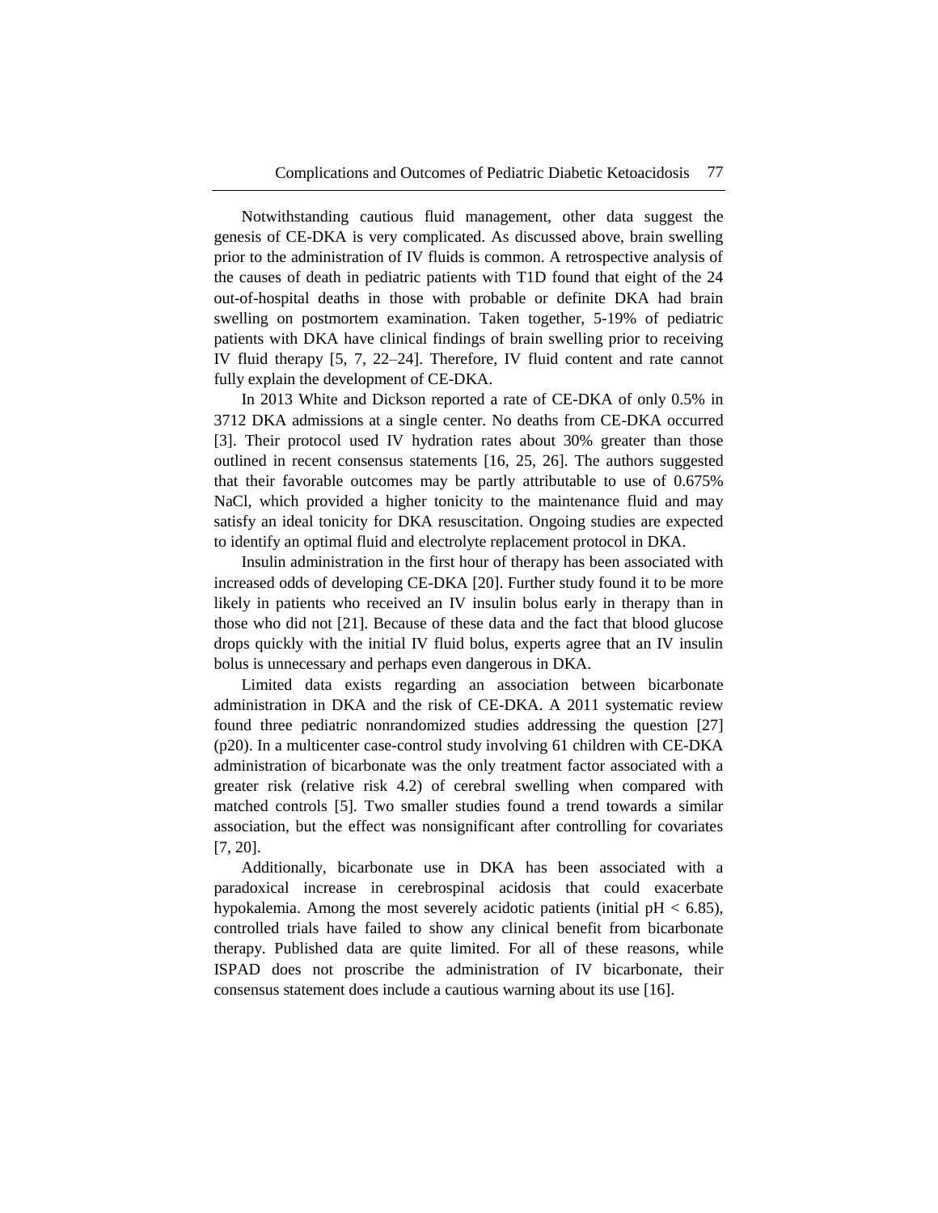Notwithstanding cautious fluid management, other data suggest the genesis of CE-DKA is very complicated. As discussed above, brain swelling prior to the administration of IV fluids is common. A retrospective analysis of the causes of death in pediatric patients with T1D found that eight of the 24 out-of-hospital deaths in those with probable or definite DKA had brain swelling on postmortem examination. Taken together, 5-19% of pediatric patients with DKA have clinical findings of brain swelling prior to receiving IV fluid therapy [5, 7, 22–24]. Therefore, IV fluid content and rate cannot fully explain the development of CE-DKA.

In 2013 White and Dickson reported a rate of CE-DKA of only 0.5% in 3712 DKA admissions at a single center. No deaths from CE-DKA occurred [3]. Their protocol used IV hydration rates about 30% greater than those outlined in recent consensus statements [16, 25, 26]. The authors suggested that their favorable outcomes may be partly attributable to use of 0.675% NaCl, which provided a higher tonicity to the maintenance fluid and may satisfy an ideal tonicity for DKA resuscitation. Ongoing studies are expected to identify an optimal fluid and electrolyte replacement protocol in DKA.

Insulin administration in the first hour of therapy has been associated with increased odds of developing CE-DKA [20]. Further study found it to be more likely in patients who received an IV insulin bolus early in therapy than in those who did not [21]. Because of these data and the fact that blood glucose drops quickly with the initial IV fluid bolus, experts agree that an IV insulin bolus is unnecessary and perhaps even dangerous in DKA.

Limited data exists regarding an association between bicarbonate administration in DKA and the risk of CE-DKA. A 2011 systematic review found three pediatric nonrandomized studies addressing the question [27] (p20). In a multicenter case-control study involving 61 children with CE-DKA administration of bicarbonate was the only treatment factor associated with a greater risk (relative risk 4.2) of cerebral swelling when compared with matched controls [5]. Two smaller studies found a trend towards a similar association, but the effect was nonsignificant after controlling for covariates [7, 20].

Additionally, bicarbonate use in DKA has been associated with a paradoxical increase in cerebrospinal acidosis that could exacerbate hypokalemia. Among the most severely acidotic patients (initial pH $< 6.85$), controlled trials have failed to show any clinical benefit from bicarbonate therapy. Published data are quite limited. For all of these reasons, while ISPAD does not proscribe the administration of IV bicarbonate, their consensus statement does include a cautious warning about its use [16].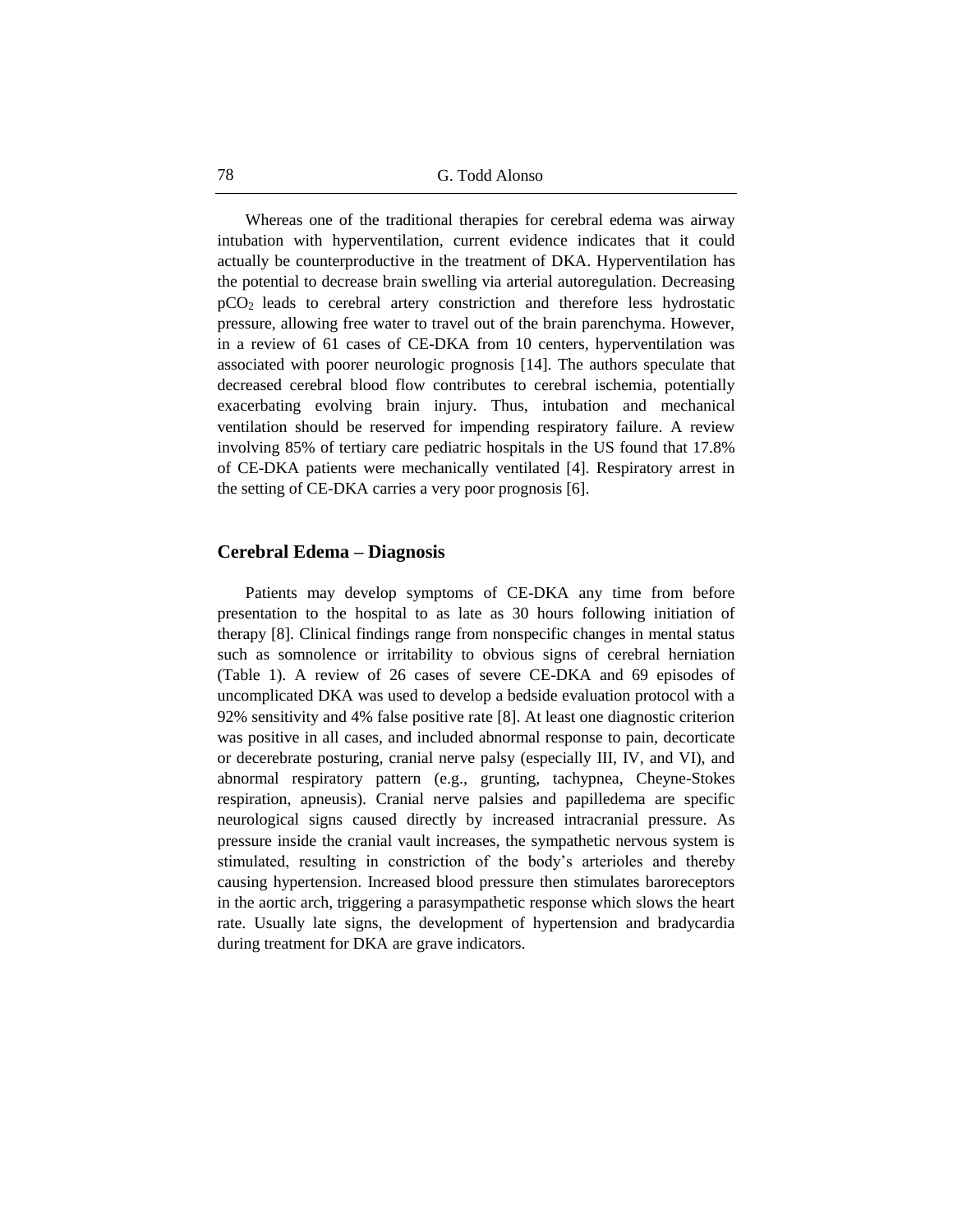Whereas one of the traditional therapies for cerebral edema was airway intubation with hyperventilation, current evidence indicates that it could actually be counterproductive in the treatment of DKA. Hyperventilation has the potential to decrease brain swelling via arterial autoregulation. Decreasing $pCO_2$ leads to cerebral artery constriction and therefore less hydrostatic pressure, allowing free water to travel out of the brain parenchyma. However, in a review of 61 cases of CE-DKA from 10 centers, hyperventilation was associated with poorer neurologic prognosis [14]. The authors speculate that decreased cerebral blood flow contributes to cerebral ischemia, potentially exacerbating evolving brain injury. Thus, intubation and mechanical ventilation should be reserved for impending respiratory failure. A review involving 85% of tertiary care pediatric hospitals in the US found that 17.8% of CE-DKA patients were mechanically ventilated [4]. Respiratory arrest in the setting of CE-DKA carries a very poor prognosis [6].

## Cerebral Edema – Diagnosis

Patients may develop symptoms of CE-DKA any time from before presentation to the hospital to as late as 30 hours following initiation of therapy [8]. Clinical findings range from nonspecific changes in mental status such as somnolence or irritability to obvious signs of cerebral herniation (Table 1). A review of 26 cases of severe CE-DKA and 69 episodes of uncomplicated DKA was used to develop a bedside evaluation protocol with a 92% sensitivity and 4% false positive rate [8]. At least one diagnostic criterion was positive in all cases, and included abnormal response to pain, decorticate or decerebrate posturing, cranial nerve palsy (especially III, IV, and VI), and abnormal respiratory pattern (e.g., grunting, tachypnea, Cheyne-Stokes respiration, apneusis). Cranial nerve palsies and papilledema are specific neurological signs caused directly by increased intracranial pressure. As pressure inside the cranial vault increases, the sympathetic nervous system is stimulated, resulting in constriction of the body's arterioles and thereby causing hypertension. Increased blood pressure then stimulates baroreceptors in the aortic arch, triggering a parasympathetic response which slows the heart rate. Usually late signs, the development of hypertension and bradycardia during treatment for DKA are grave indicators.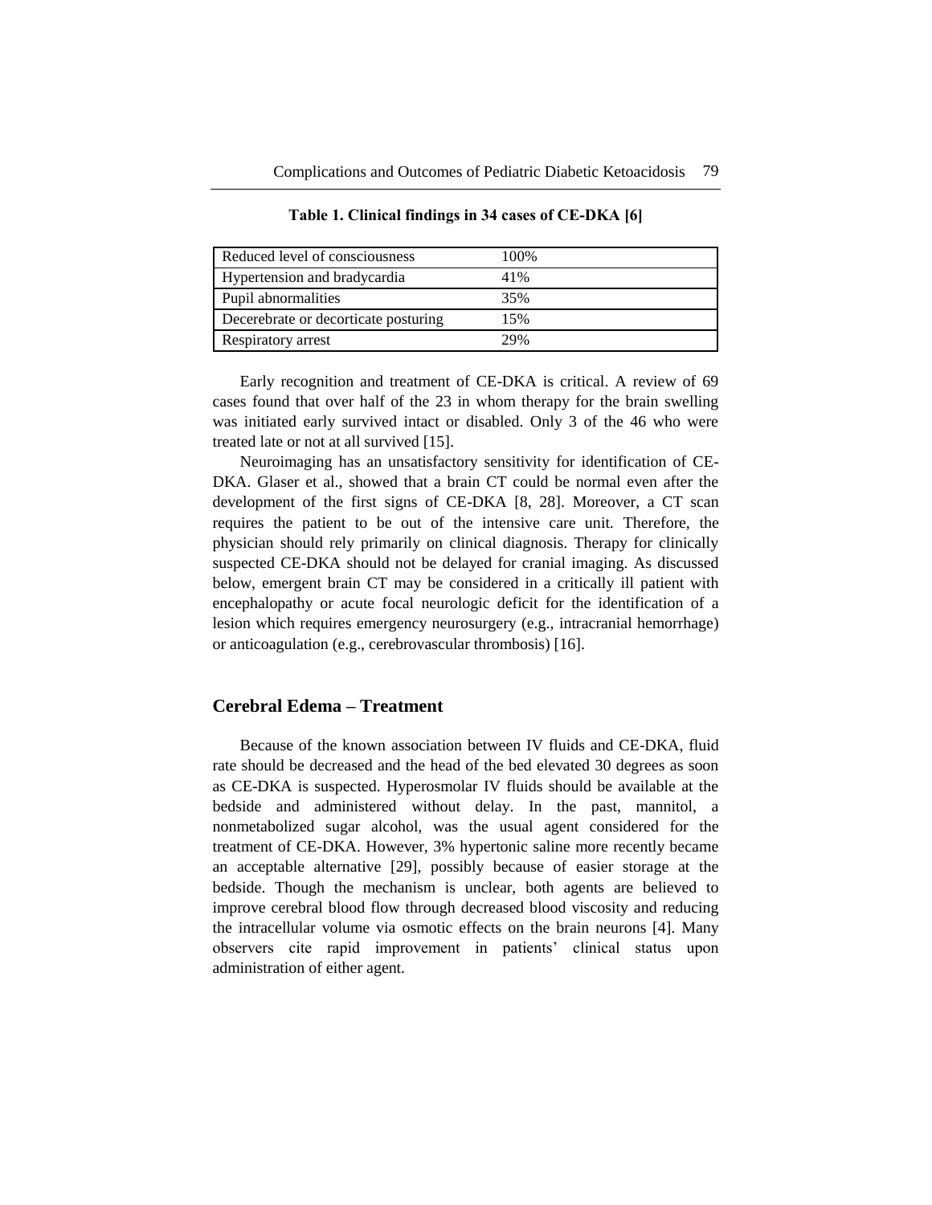**Table 1. Clinical findings in 34 cases of CE-DKA [6]**

| Clinical finding | % |
|---|---|
| Reduced level of consciousness | 100% |
| Hypertension and bradycardia | 41% |
| Pupil abnormalities | 35% |
| Decerebrate or decorticate posturing | 15% |
| Respiratory arrest | 29% |

Early recognition and treatment of CE-DKA is critical. A review of 69 cases found that over half of the 23 in whom therapy for the brain swelling was initiated early survived intact or disabled. Only 3 of the 46 who were treated late or not at all survived [15].

Neuroimaging has an unsatisfactory sensitivity for identification of CE-DKA. Glaser et al., showed that a brain CT could be normal even after the development of the first signs of CE-DKA [8, 28]. Moreover, a CT scan requires the patient to be out of the intensive care unit. Therefore, the physician should rely primarily on clinical diagnosis. Therapy for clinically suspected CE-DKA should not be delayed for cranial imaging. As discussed below, emergent brain CT may be considered in a critically ill patient with encephalopathy or acute focal neurologic deficit for the identification of a lesion which requires emergency neurosurgery (e.g., intracranial hemorrhage) or anticoagulation (e.g., cerebrovascular thrombosis) [16].

## Cerebral Edema – Treatment

Because of the known association between IV fluids and CE-DKA, fluid rate should be decreased and the head of the bed elevated 30 degrees as soon as CE-DKA is suspected. Hyperosmolar IV fluids should be available at the bedside and administered without delay. In the past, mannitol, a nonmetabolized sugar alcohol, was the usual agent considered for the treatment of CE-DKA. However, 3% hypertonic saline more recently became an acceptable alternative [29], possibly because of easier storage at the bedside. Though the mechanism is unclear, both agents are believed to improve cerebral blood flow through decreased blood viscosity and reducing the intracellular volume via osmotic effects on the brain neurons [4]. Many observers cite rapid improvement in patients' clinical status upon administration of either agent.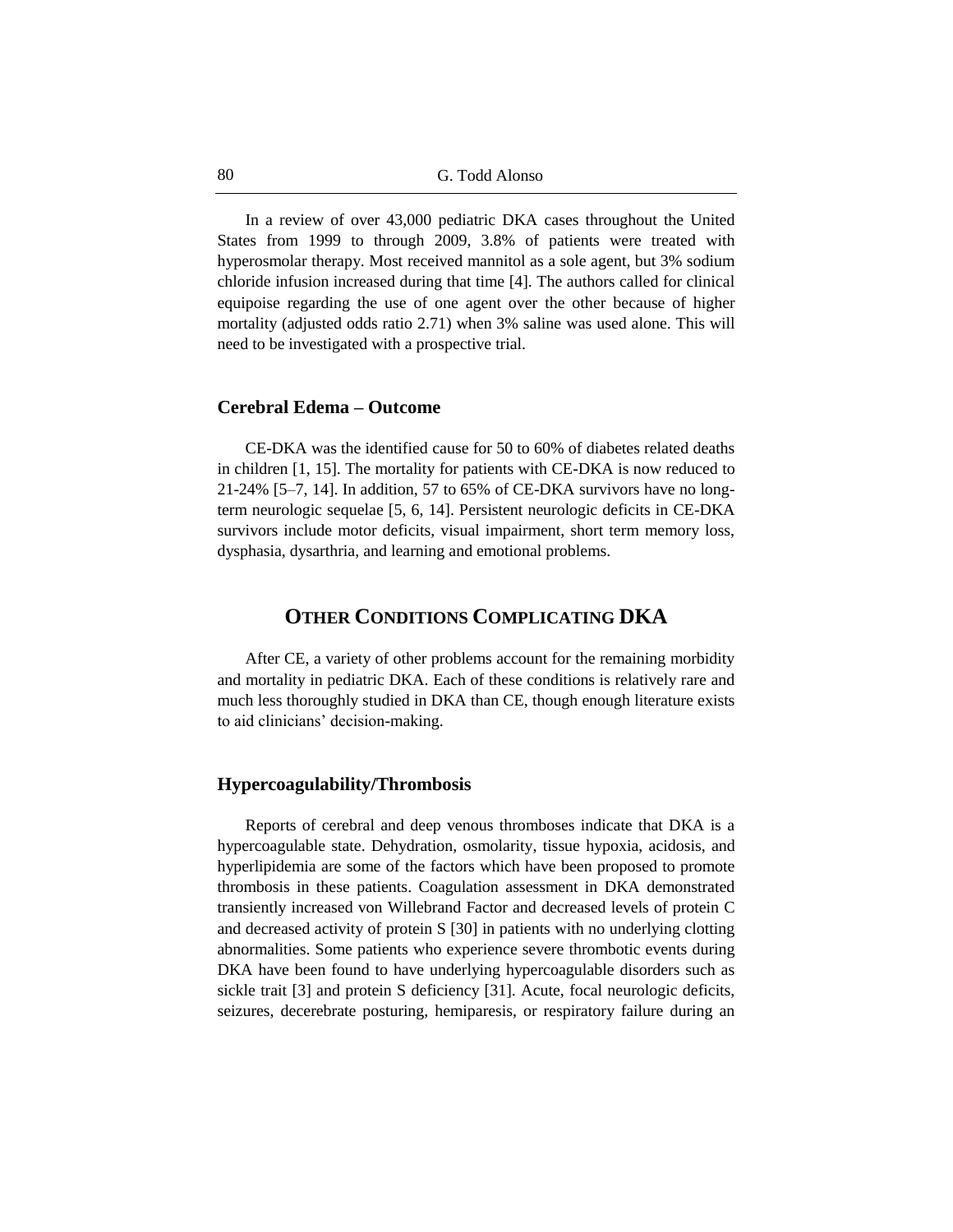In a review of over 43,000 pediatric DKA cases throughout the United States from 1999 to through 2009, 3.8% of patients were treated with hyperosmolar therapy. Most received mannitol as a sole agent, but 3% sodium chloride infusion increased during that time [4]. The authors called for clinical equipoise regarding the use of one agent over the other because of higher mortality (adjusted odds ratio 2.71) when 3% saline was used alone. This will need to be investigated with a prospective trial.

### Cerebral Edema – Outcome

CE-DKA was the identified cause for 50 to 60% of diabetes related deaths in children [1, 15]. The mortality for patients with CE-DKA is now reduced to 21-24% [5–7, 14]. In addition, 57 to 65% of CE-DKA survivors have no long-term neurologic sequelae [5, 6, 14]. Persistent neurologic deficits in CE-DKA survivors include motor deficits, visual impairment, short term memory loss, dysphasia, dysarthria, and learning and emotional problems.

## Other Conditions Complicating DKA

After CE, a variety of other problems account for the remaining morbidity and mortality in pediatric DKA. Each of these conditions is relatively rare and much less thoroughly studied in DKA than CE, though enough literature exists to aid clinicians' decision-making.

### Hypercoagulability/Thrombosis

Reports of cerebral and deep venous thromboses indicate that DKA is a hypercoagulable state. Dehydration, osmolarity, tissue hypoxia, acidosis, and hyperlipidemia are some of the factors which have been proposed to promote thrombosis in these patients. Coagulation assessment in DKA demonstrated transiently increased von Willebrand Factor and decreased levels of protein C and decreased activity of protein S [30] in patients with no underlying clotting abnormalities. Some patients who experience severe thrombotic events during DKA have been found to have underlying hypercoagulable disorders such as sickle trait [3] and protein S deficiency [31]. Acute, focal neurologic deficits, seizures, decerebrate posturing, hemiparesis, or respiratory failure during an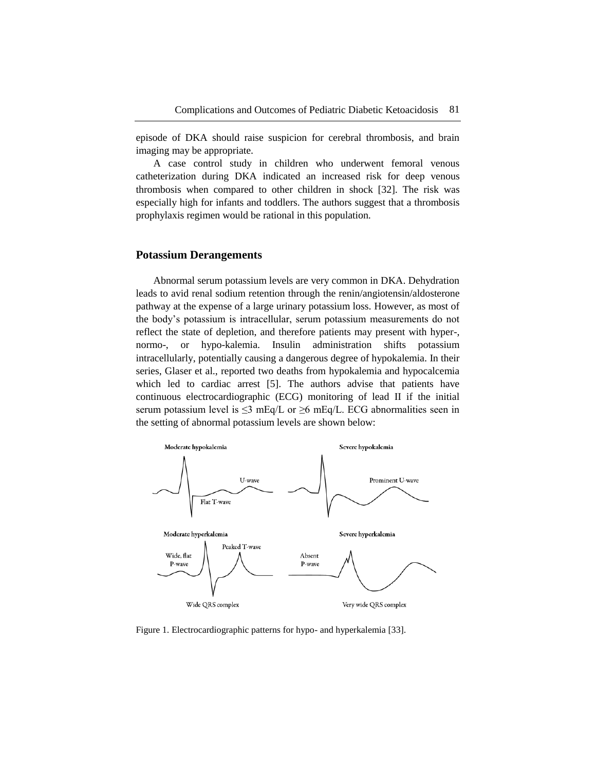episode of DKA should raise suspicion for cerebral thrombosis, and brain imaging may be appropriate.

A case control study in children who underwent femoral venous catheterization during DKA indicated an increased risk for deep venous thrombosis when compared to other children in shock [32]. The risk was especially high for infants and toddlers. The authors suggest that a thrombosis prophylaxis regimen would be rational in this population.

## Potassium Derangements

Abnormal serum potassium levels are very common in DKA. Dehydration leads to avid renal sodium retention through the renin/angiotensin/aldosterone pathway at the expense of a large urinary potassium loss. However, as most of the body's potassium is intracellular, serum potassium measurements do not reflect the state of depletion, and therefore patients may present with hyper-, normo-, or hypo-kalemia. Insulin administration shifts potassium intracellularly, potentially causing a dangerous degree of hypokalemia. In their series, Glaser et al., reported two deaths from hypokalemia and hypocalcemia which led to cardiac arrest [5]. The authors advise that patients have continuous electrocardiographic (ECG) monitoring of lead II if the initial serum potassium level is ≤3 mEq/L or ≥6 mEq/L. ECG abnormalities seen in the setting of abnormal potassium levels are shown below:

Figure 1. Electrocardiographic patterns for hypo- and hyperkalemia [33].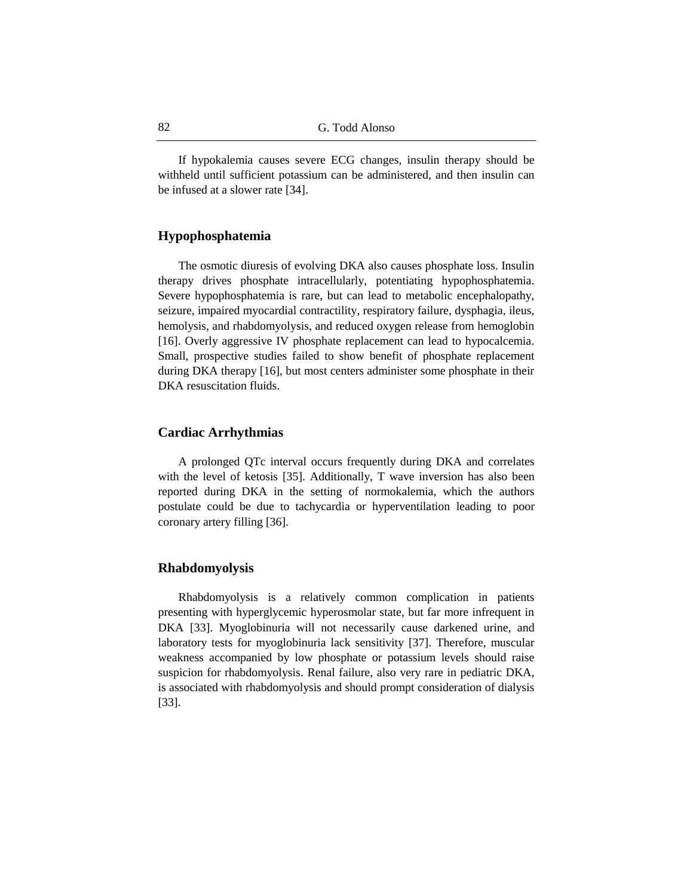If hypokalemia causes severe ECG changes, insulin therapy should be withheld until sufficient potassium can be administered, and then insulin can be infused at a slower rate [34].

## Hypophosphatemia

The osmotic diuresis of evolving DKA also causes phosphate loss. Insulin therapy drives phosphate intracellularly, potentiating hypophosphatemia. Severe hypophosphatemia is rare, but can lead to metabolic encephalopathy, seizure, impaired myocardial contractility, respiratory failure, dysphagia, ileus, hemolysis, and rhabdomyolysis, and reduced oxygen release from hemoglobin [16]. Overly aggressive IV phosphate replacement can lead to hypocalcemia. Small, prospective studies failed to show benefit of phosphate replacement during DKA therapy [16], but most centers administer some phosphate in their DKA resuscitation fluids.

## Cardiac Arrhythmias

A prolonged QTc interval occurs frequently during DKA and correlates with the level of ketosis [35]. Additionally, T wave inversion has also been reported during DKA in the setting of normokalemia, which the authors postulate could be due to tachycardia or hyperventilation leading to poor coronary artery filling [36].

## Rhabdomyolysis

Rhabdomyolysis is a relatively common complication in patients presenting with hyperglycemic hyperosmolar state, but far more infrequent in DKA [33]. Myoglobinuria will not necessarily cause darkened urine, and laboratory tests for myoglobinuria lack sensitivity [37]. Therefore, muscular weakness accompanied by low phosphate or potassium levels should raise suspicion for rhabdomyolysis. Renal failure, also very rare in pediatric DKA, is associated with rhabdomyolysis and should prompt consideration of dialysis [33].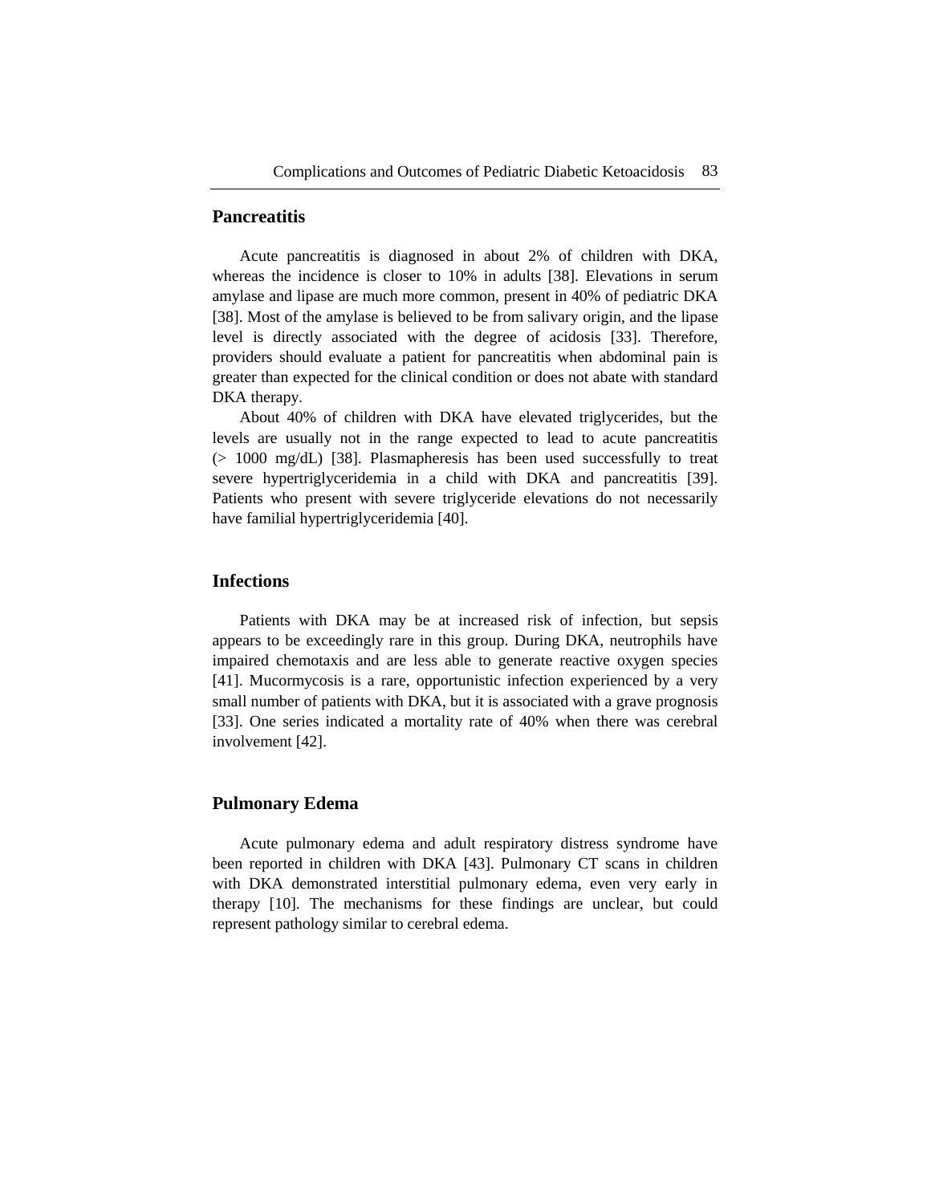## Pancreatitis

Acute pancreatitis is diagnosed in about 2% of children with DKA, whereas the incidence is closer to 10% in adults [38]. Elevations in serum amylase and lipase are much more common, present in 40% of pediatric DKA [38]. Most of the amylase is believed to be from salivary origin, and the lipase level is directly associated with the degree of acidosis [33]. Therefore, providers should evaluate a patient for pancreatitis when abdominal pain is greater than expected for the clinical condition or does not abate with standard DKA therapy.

About 40% of children with DKA have elevated triglycerides, but the levels are usually not in the range expected to lead to acute pancreatitis (> 1000 mg/dL) [38]. Plasmapheresis has been used successfully to treat severe hypertriglyceridemia in a child with DKA and pancreatitis [39]. Patients who present with severe triglyceride elevations do not necessarily have familial hypertriglyceridemia [40].

## Infections

Patients with DKA may be at increased risk of infection, but sepsis appears to be exceedingly rare in this group. During DKA, neutrophils have impaired chemotaxis and are less able to generate reactive oxygen species [41]. Mucormycosis is a rare, opportunistic infection experienced by a very small number of patients with DKA, but it is associated with a grave prognosis [33]. One series indicated a mortality rate of 40% when there was cerebral involvement [42].

## Pulmonary Edema

Acute pulmonary edema and adult respiratory distress syndrome have been reported in children with DKA [43]. Pulmonary CT scans in children with DKA demonstrated interstitial pulmonary edema, even very early in therapy [10]. The mechanisms for these findings are unclear, but could represent pathology similar to cerebral edema.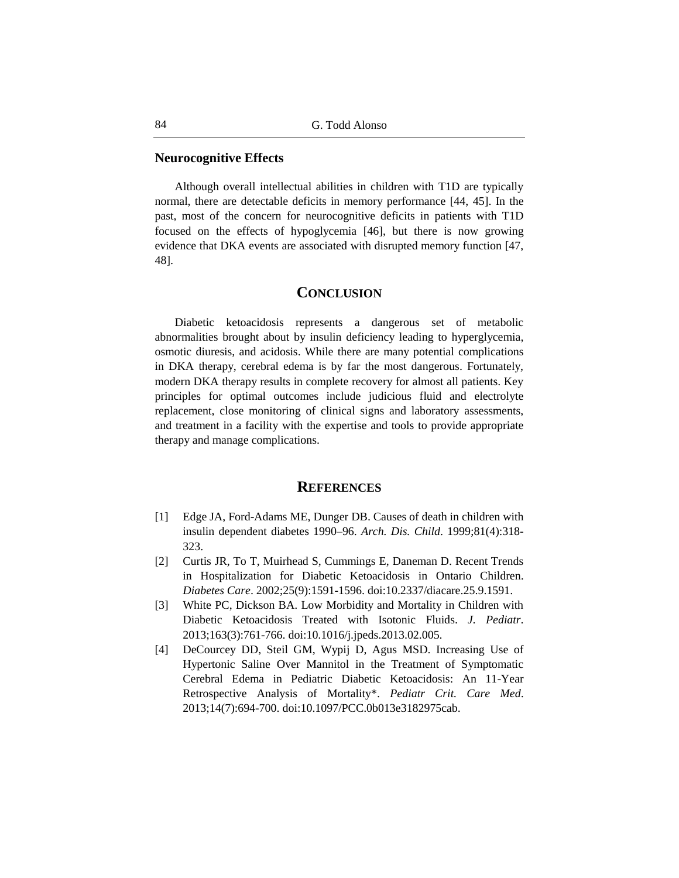### Neurocognitive Effects

Although overall intellectual abilities in children with T1D are typically normal, there are detectable deficits in memory performance [44, 45]. In the past, most of the concern for neurocognitive deficits in patients with T1D focused on the effects of hypoglycemia [46], but there is now growing evidence that DKA events are associated with disrupted memory function [47, 48].

## Conclusion

Diabetic ketoacidosis represents a dangerous set of metabolic abnormalities brought about by insulin deficiency leading to hyperglycemia, osmotic diuresis, and acidosis. While there are many potential complications in DKA therapy, cerebral edema is by far the most dangerous. Fortunately, modern DKA therapy results in complete recovery for almost all patients. Key principles for optimal outcomes include judicious fluid and electrolyte replacement, close monitoring of clinical signs and laboratory assessments, and treatment in a facility with the expertise and tools to provide appropriate therapy and manage complications.

## References

[1] Edge JA, Ford-Adams ME, Dunger DB. Causes of death in children with insulin dependent diabetes 1990–96. *Arch. Dis. Child*. 1999;81(4):318-323.

[2] Curtis JR, To T, Muirhead S, Cummings E, Daneman D. Recent Trends in Hospitalization for Diabetic Ketoacidosis in Ontario Children. *Diabetes Care*. 2002;25(9):1591-1596. doi:10.2337/diacare.25.9.1591.

[3] White PC, Dickson BA. Low Morbidity and Mortality in Children with Diabetic Ketoacidosis Treated with Isotonic Fluids. *J. Pediatr*. 2013;163(3):761-766. doi:10.1016/j.jpeds.2013.02.005.

[4] DeCourcey DD, Steil GM, Wypij D, Agus MSD. Increasing Use of Hypertonic Saline Over Mannitol in the Treatment of Symptomatic Cerebral Edema in Pediatric Diabetic Ketoacidosis: An 11-Year Retrospective Analysis of Mortality*. *Pediatr Crit. Care Med*. 2013;14(7):694-700. doi:10.1097/PCC.0b013e3182975cab.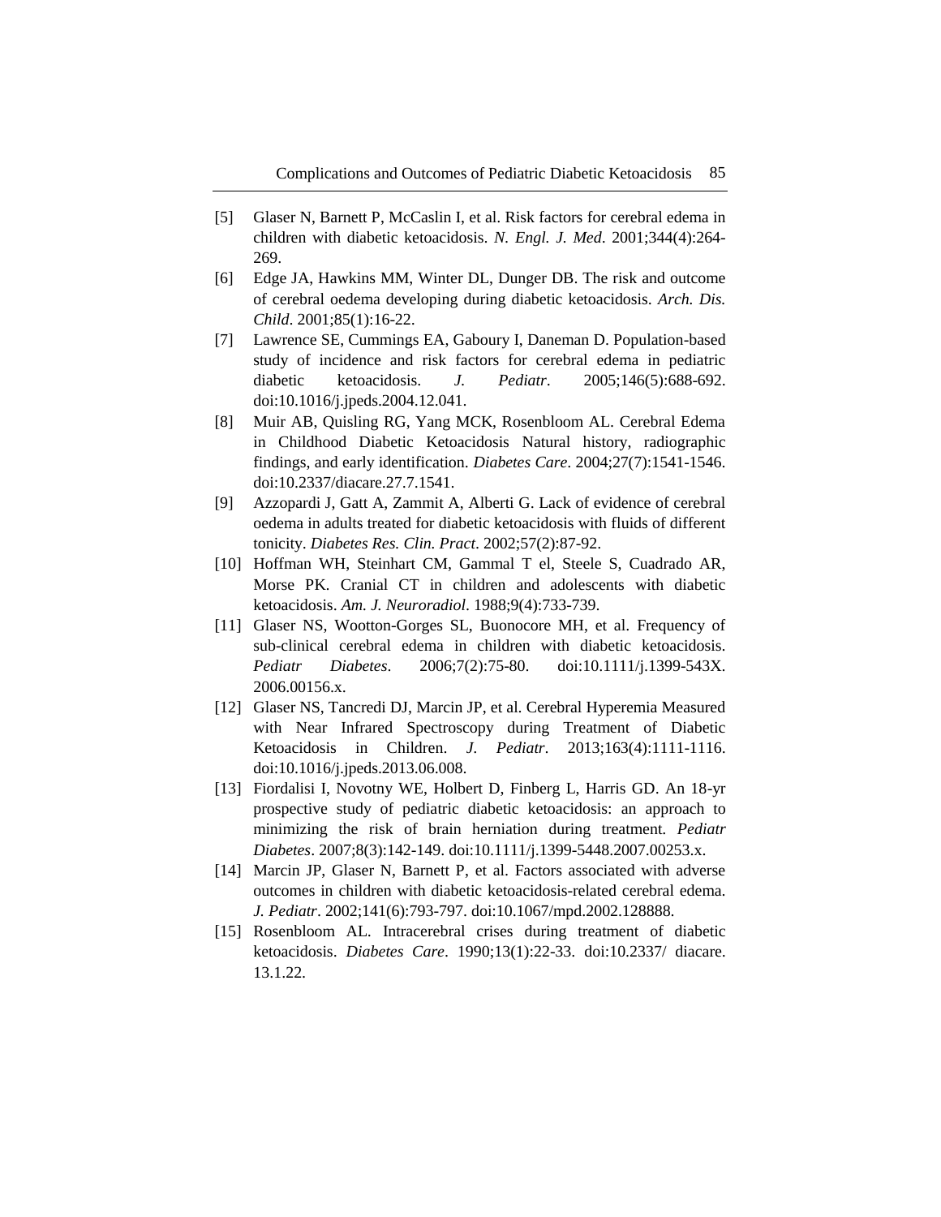[5] Glaser N, Barnett P, McCaslin I, et al. Risk factors for cerebral edema in children with diabetic ketoacidosis. *N. Engl. J. Med*. 2001;344(4):264-269.

[6] Edge JA, Hawkins MM, Winter DL, Dunger DB. The risk and outcome of cerebral oedema developing during diabetic ketoacidosis. *Arch. Dis. Child*. 2001;85(1):16-22.

[7] Lawrence SE, Cummings EA, Gaboury I, Daneman D. Population-based study of incidence and risk factors for cerebral edema in pediatric diabetic ketoacidosis. *J. Pediatr*. 2005;146(5):688-692. doi:10.1016/j.jpeds.2004.12.041.

[8] Muir AB, Quisling RG, Yang MCK, Rosenbloom AL. Cerebral Edema in Childhood Diabetic Ketoacidosis Natural history, radiographic findings, and early identification. *Diabetes Care*. 2004;27(7):1541-1546. doi:10.2337/diacare.27.7.1541.

[9] Azzopardi J, Gatt A, Zammit A, Alberti G. Lack of evidence of cerebral oedema in adults treated for diabetic ketoacidosis with fluids of different tonicity. *Diabetes Res. Clin. Pract*. 2002;57(2):87-92.

[10] Hoffman WH, Steinhart CM, Gammal T el, Steele S, Cuadrado AR, Morse PK. Cranial CT in children and adolescents with diabetic ketoacidosis. *Am. J. Neuroradiol*. 1988;9(4):733-739.

[11] Glaser NS, Wootton-Gorges SL, Buonocore MH, et al. Frequency of sub-clinical cerebral edema in children with diabetic ketoacidosis. *Pediatr Diabetes*. 2006;7(2):75-80. doi:10.1111/j.1399-543X. 2006.00156.x.

[12] Glaser NS, Tancredi DJ, Marcin JP, et al. Cerebral Hyperemia Measured with Near Infrared Spectroscopy during Treatment of Diabetic Ketoacidosis in Children. *J. Pediatr*. 2013;163(4):1111-1116. doi:10.1016/j.jpeds.2013.06.008.

[13] Fiordalisi I, Novotny WE, Holbert D, Finberg L, Harris GD. An 18-yr prospective study of pediatric diabetic ketoacidosis: an approach to minimizing the risk of brain herniation during treatment. *Pediatr Diabetes*. 2007;8(3):142-149. doi:10.1111/j.1399-5448.2007.00253.x.

[14] Marcin JP, Glaser N, Barnett P, et al. Factors associated with adverse outcomes in children with diabetic ketoacidosis-related cerebral edema. *J. Pediatr*. 2002;141(6):793-797. doi:10.1067/mpd.2002.128888.

[15] Rosenbloom AL. Intracerebral crises during treatment of diabetic ketoacidosis. *Diabetes Care*. 1990;13(1):22-33. doi:10.2337/ diacare. 13.1.22.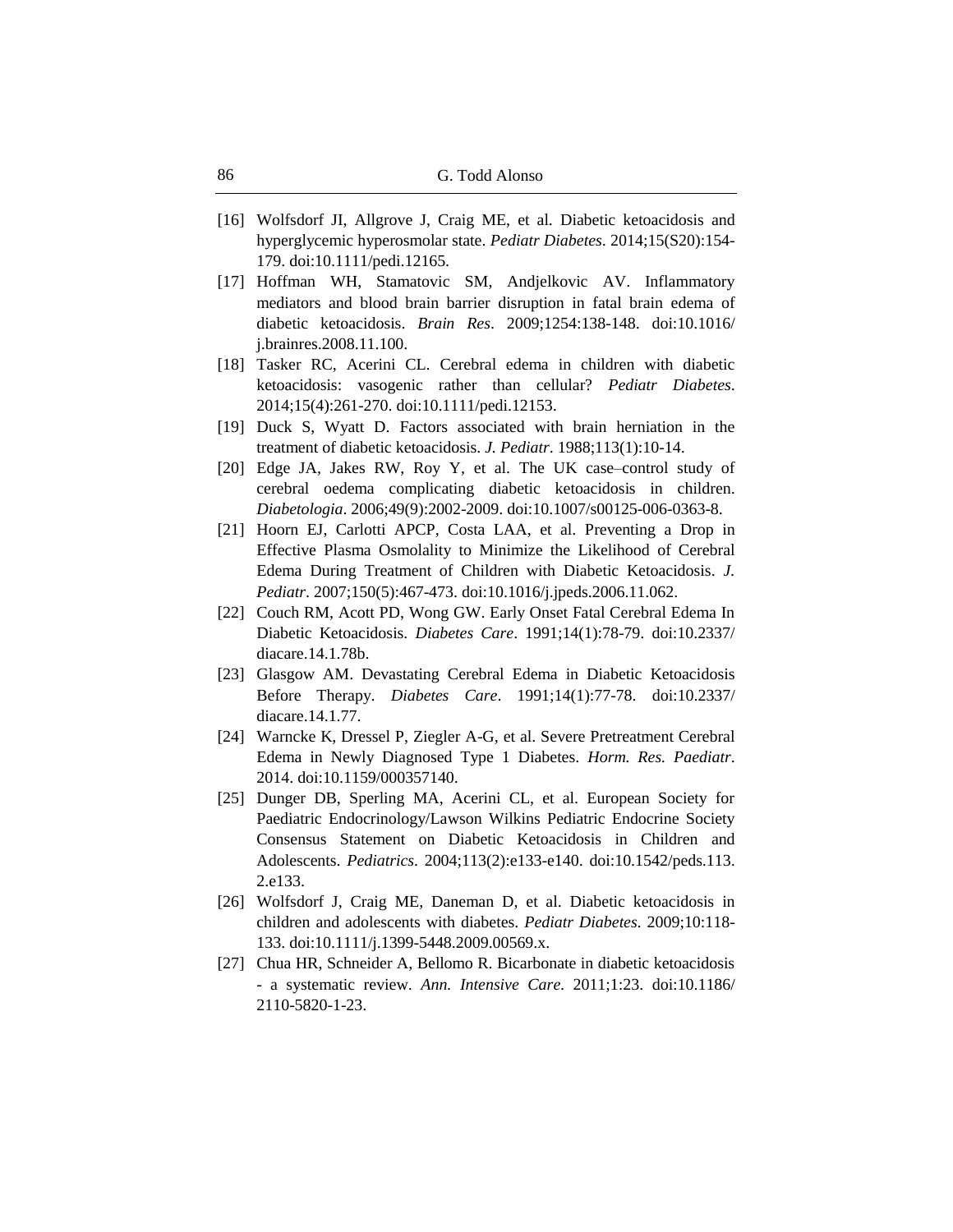[16] Wolfsdorf JI, Allgrove J, Craig ME, et al. Diabetic ketoacidosis and hyperglycemic hyperosmolar state. *Pediatr Diabetes*. 2014;15(S20):154-179. doi:10.1111/pedi.12165.

[17] Hoffman WH, Stamatovic SM, Andjelkovic AV. Inflammatory mediators and blood brain barrier disruption in fatal brain edema of diabetic ketoacidosis. *Brain Res*. 2009;1254:138-148. doi:10.1016/j.brainres.2008.11.100.

[18] Tasker RC, Acerini CL. Cerebral edema in children with diabetic ketoacidosis: vasogenic rather than cellular? *Pediatr Diabetes*. 2014;15(4):261-270. doi:10.1111/pedi.12153.

[19] Duck S, Wyatt D. Factors associated with brain herniation in the treatment of diabetic ketoacidosis. *J. Pediatr*. 1988;113(1):10-14.

[20] Edge JA, Jakes RW, Roy Y, et al. The UK case–control study of cerebral oedema complicating diabetic ketoacidosis in children. *Diabetologia*. 2006;49(9):2002-2009. doi:10.1007/s00125-006-0363-8.

[21] Hoorn EJ, Carlotti APCP, Costa LAA, et al. Preventing a Drop in Effective Plasma Osmolality to Minimize the Likelihood of Cerebral Edema During Treatment of Children with Diabetic Ketoacidosis. *J. Pediatr*. 2007;150(5):467-473. doi:10.1016/j.jpeds.2006.11.062.

[22] Couch RM, Acott PD, Wong GW. Early Onset Fatal Cerebral Edema In Diabetic Ketoacidosis. *Diabetes Care*. 1991;14(1):78-79. doi:10.2337/diacare.14.1.78b.

[23] Glasgow AM. Devastating Cerebral Edema in Diabetic Ketoacidosis Before Therapy. *Diabetes Care*. 1991;14(1):77-78. doi:10.2337/diacare.14.1.77.

[24] Warncke K, Dressel P, Ziegler A-G, et al. Severe Pretreatment Cerebral Edema in Newly Diagnosed Type 1 Diabetes. *Horm. Res. Paediatr*. 2014. doi:10.1159/000357140.

[25] Dunger DB, Sperling MA, Acerini CL, et al. European Society for Paediatric Endocrinology/Lawson Wilkins Pediatric Endocrine Society Consensus Statement on Diabetic Ketoacidosis in Children and Adolescents. *Pediatrics*. 2004;113(2):e133-e140. doi:10.1542/peds.113.2.e133.

[26] Wolfsdorf J, Craig ME, Daneman D, et al. Diabetic ketoacidosis in children and adolescents with diabetes. *Pediatr Diabetes*. 2009;10:118-133. doi:10.1111/j.1399-5448.2009.00569.x.

[27] Chua HR, Schneider A, Bellomo R. Bicarbonate in diabetic ketoacidosis - a systematic review. *Ann. Intensive Care*. 2011;1:23. doi:10.1186/2110-5820-1-23.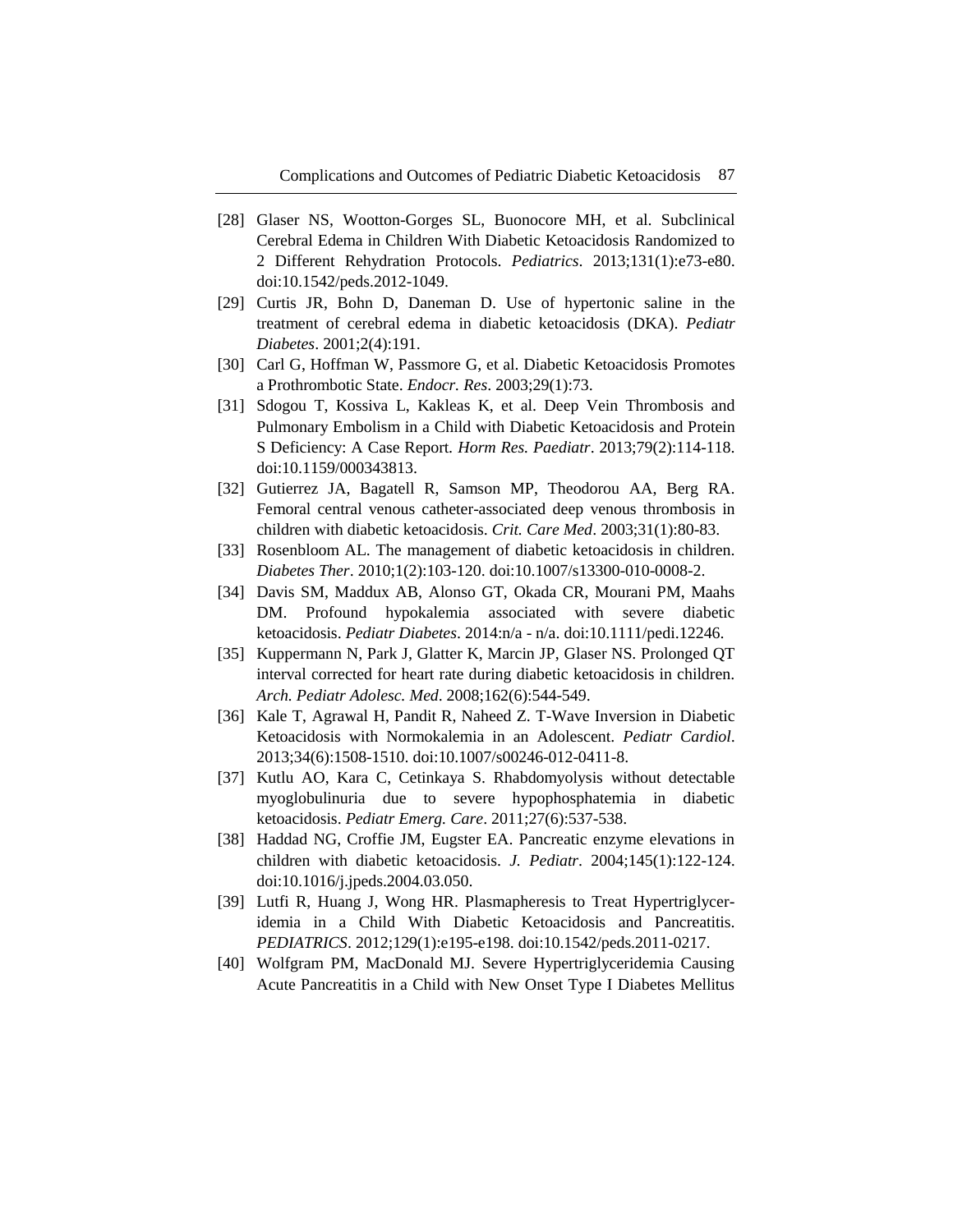[28] Glaser NS, Wootton-Gorges SL, Buonocore MH, et al. Subclinical Cerebral Edema in Children With Diabetic Ketoacidosis Randomized to 2 Different Rehydration Protocols. *Pediatrics*. 2013;131(1):e73-e80. doi:10.1542/peds.2012-1049.

[29] Curtis JR, Bohn D, Daneman D. Use of hypertonic saline in the treatment of cerebral edema in diabetic ketoacidosis (DKA). *Pediatr Diabetes*. 2001;2(4):191.

[30] Carl G, Hoffman W, Passmore G, et al. Diabetic Ketoacidosis Promotes a Prothrombotic State. *Endocr. Res*. 2003;29(1):73.

[31] Sdogou T, Kossiva L, Kakleas K, et al. Deep Vein Thrombosis and Pulmonary Embolism in a Child with Diabetic Ketoacidosis and Protein S Deficiency: A Case Report. *Horm Res. Paediatr*. 2013;79(2):114-118. doi:10.1159/000343813.

[32] Gutierrez JA, Bagatell R, Samson MP, Theodorou AA, Berg RA. Femoral central venous catheter-associated deep venous thrombosis in children with diabetic ketoacidosis. *Crit. Care Med*. 2003;31(1):80-83.

[33] Rosenbloom AL. The management of diabetic ketoacidosis in children. *Diabetes Ther*. 2010;1(2):103-120. doi:10.1007/s13300-010-0008-2.

[34] Davis SM, Maddux AB, Alonso GT, Okada CR, Mourani PM, Maahs DM. Profound hypokalemia associated with severe diabetic ketoacidosis. *Pediatr Diabetes*. 2014:n/a - n/a. doi:10.1111/pedi.12246.

[35] Kuppermann N, Park J, Glatter K, Marcin JP, Glaser NS. Prolonged QT interval corrected for heart rate during diabetic ketoacidosis in children. *Arch. Pediatr Adolesc. Med*. 2008;162(6):544-549.

[36] Kale T, Agrawal H, Pandit R, Naheed Z. T-Wave Inversion in Diabetic Ketoacidosis with Normokalemia in an Adolescent. *Pediatr Cardiol*. 2013;34(6):1508-1510. doi:10.1007/s00246-012-0411-8.

[37] Kutlu AO, Kara C, Cetinkaya S. Rhabdomyolysis without detectable myoglobulinuria due to severe hypophosphatemia in diabetic ketoacidosis. *Pediatr Emerg. Care*. 2011;27(6):537-538.

[38] Haddad NG, Croffie JM, Eugster EA. Pancreatic enzyme elevations in children with diabetic ketoacidosis. *J. Pediatr*. 2004;145(1):122-124. doi:10.1016/j.jpeds.2004.03.050.

[39] Lutfi R, Huang J, Wong HR. Plasmapheresis to Treat Hypertriglyceridemia in a Child With Diabetic Ketoacidosis and Pancreatitis. *PEDIATRICS*. 2012;129(1):e195-e198. doi:10.1542/peds.2011-0217.

[40] Wolfgram PM, MacDonald MJ. Severe Hypertriglyceridemia Causing Acute Pancreatitis in a Child with New Onset Type I Diabetes Mellitus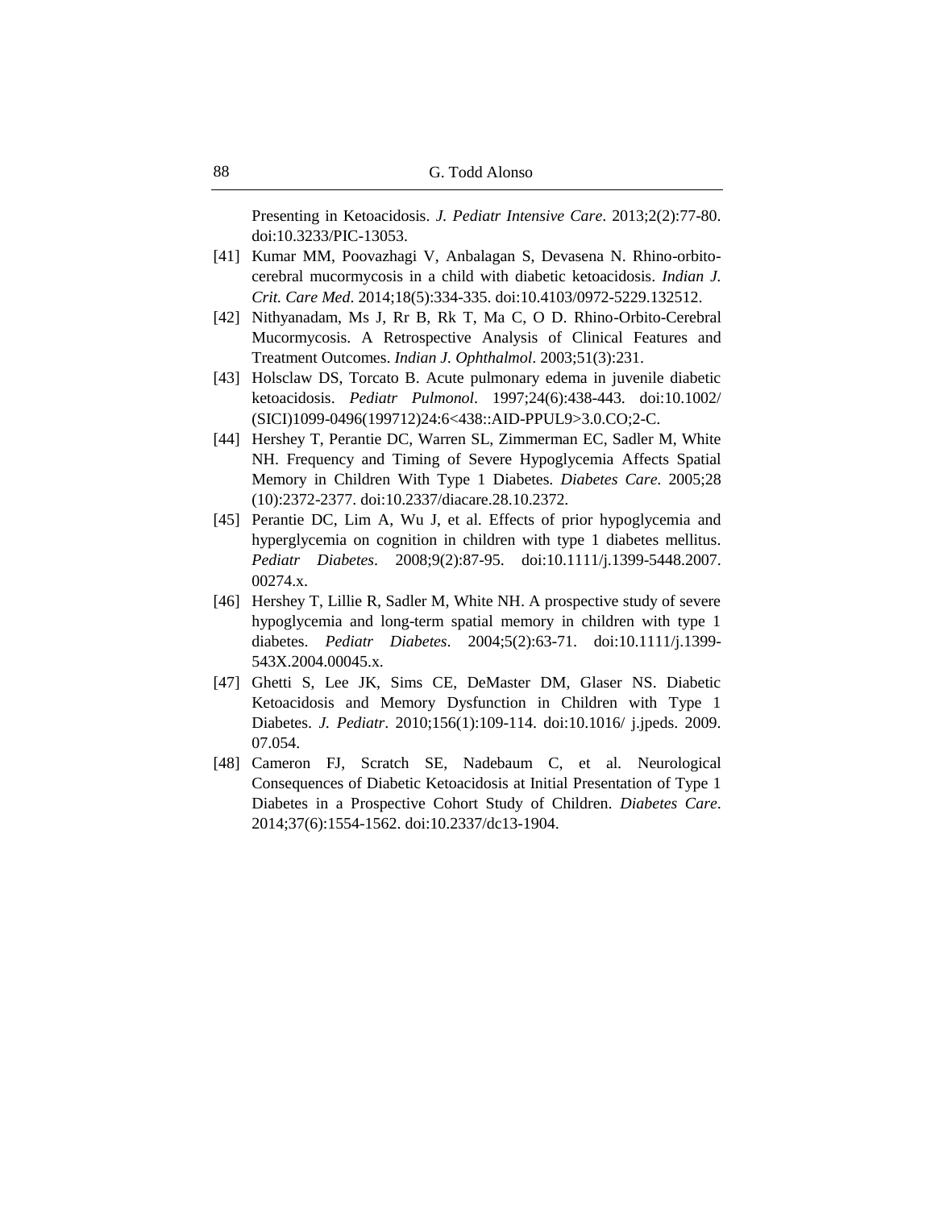Presenting in Ketoacidosis. *J. Pediatr Intensive Care*. 2013;2(2):77-80. doi:10.3233/PIC-13053.

[41] Kumar MM, Poovazhagi V, Anbalagan S, Devasena N. Rhino-orbito-cerebral mucormycosis in a child with diabetic ketoacidosis. *Indian J. Crit. Care Med*. 2014;18(5):334-335. doi:10.4103/0972-5229.132512.

[42] Nithyanadam, Ms J, Rr B, Rk T, Ma C, O D. Rhino-Orbito-Cerebral Mucormycosis. A Retrospective Analysis of Clinical Features and Treatment Outcomes. *Indian J. Ophthalmol*. 2003;51(3):231.

[43] Holsclaw DS, Torcato B. Acute pulmonary edema in juvenile diabetic ketoacidosis. *Pediatr Pulmonol*. 1997;24(6):438-443. doi:10.1002/ (SICI)1099-0496(199712)24:6<438::AID-PPUL9>3.0.CO;2-C.

[44] Hershey T, Perantie DC, Warren SL, Zimmerman EC, Sadler M, White NH. Frequency and Timing of Severe Hypoglycemia Affects Spatial Memory in Children With Type 1 Diabetes. *Diabetes Care*. 2005;28 (10):2372-2377. doi:10.2337/diacare.28.10.2372.

[45] Perantie DC, Lim A, Wu J, et al. Effects of prior hypoglycemia and hyperglycemia on cognition in children with type 1 diabetes mellitus. *Pediatr Diabetes*. 2008;9(2):87-95. doi:10.1111/j.1399-5448.2007. 00274.x.

[46] Hershey T, Lillie R, Sadler M, White NH. A prospective study of severe hypoglycemia and long-term spatial memory in children with type 1 diabetes. *Pediatr Diabetes*. 2004;5(2):63-71. doi:10.1111/j.1399-543X.2004.00045.x.

[47] Ghetti S, Lee JK, Sims CE, DeMaster DM, Glaser NS. Diabetic Ketoacidosis and Memory Dysfunction in Children with Type 1 Diabetes. *J. Pediatr*. 2010;156(1):109-114. doi:10.1016/ j.jpeds. 2009. 07.054.

[48] Cameron FJ, Scratch SE, Nadebaum C, et al. Neurological Consequences of Diabetic Ketoacidosis at Initial Presentation of Type 1 Diabetes in a Prospective Cohort Study of Children. *Diabetes Care*. 2014;37(6):1554-1562. doi:10.2337/dc13-1904.